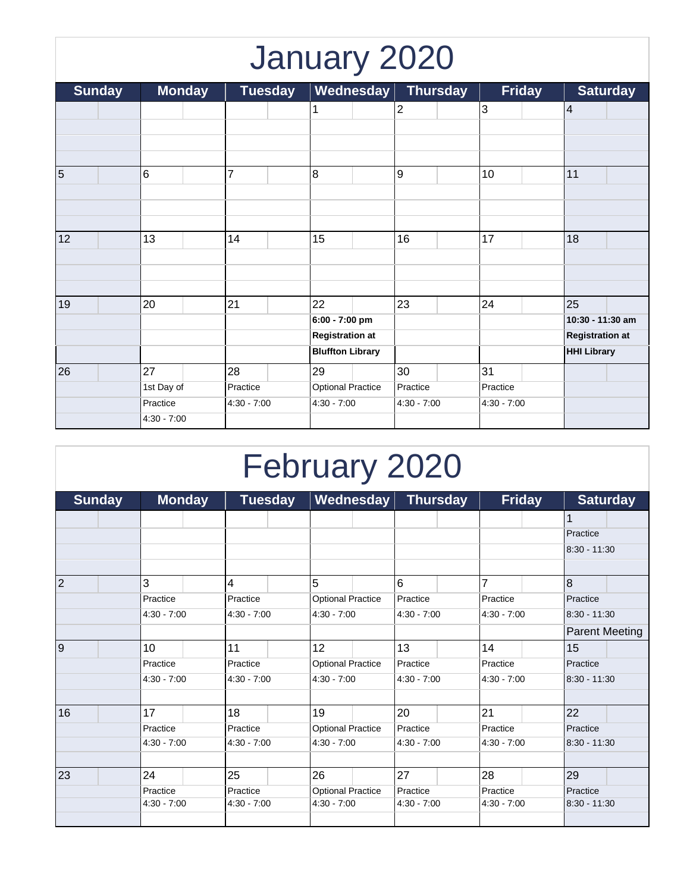# January 2020

| Sunday | Monday | Tuesday | Wednesday | Thursday | Friday | Saturday |
|---|---|---|---|---|---|---|
| | | | 1 | 2 | 3 | 4 |
| 5 | 6 | 7 | 8 | 9 | 10 | 11 |
| 12 | 13 | 14 | 15 | 16 | 17 | 18 |
| 19 | 20 | 21 | 22<br>**6:00 - 7:00 pm**<br>**Registration at**<br>**Bluffton Library** | 23 | 24 | 25<br>**10:30 - 11:30 am**<br>**Registration at**<br>**HHI Library** |
| 26 | 27<br>1st Day of<br>Practice<br>4:30 - 7:00 | 28<br>Practice<br>4:30 - 7:00 | 29<br>Optional Practice<br>4:30 - 7:00 | 30<br>Practice<br>4:30 - 7:00 | 31<br>Practice<br>4:30 - 7:00 | |

# February 2020

| Sunday | Monday | Tuesday | Wednesday | Thursday | Friday | Saturday |
|---|---|---|---|---|---|---|
| | | | | | | 1<br>Practice<br>8:30 - 11:30 |
| 2 | 3<br>Practice<br>4:30 - 7:00 | 4<br>Practice<br>4:30 - 7:00 | 5<br>Optional Practice<br>4:30 - 7:00 | 6<br>Practice<br>4:30 - 7:00 | 7<br>Practice<br>4:30 - 7:00 | 8<br>Practice<br>8:30 - 11:30<br>Parent Meeting |
| 9 | 10<br>Practice<br>4:30 - 7:00 | 11<br>Practice<br>4:30 - 7:00 | 12<br>Optional Practice<br>4:30 - 7:00 | 13<br>Practice<br>4:30 - 7:00 | 14<br>Practice<br>4:30 - 7:00 | 15<br>Practice<br>8:30 - 11:30 |
| 16 | 17<br>Practice<br>4:30 - 7:00 | 18<br>Practice<br>4:30 - 7:00 | 19<br>Optional Practice<br>4:30 - 7:00 | 20<br>Practice<br>4:30 - 7:00 | 21<br>Practice<br>4:30 - 7:00 | 22<br>Practice<br>8:30 - 11:30 |
| 23 | 24<br>Practice<br>4:30 - 7:00 | 25<br>Practice<br>4:30 - 7:00 | 26<br>Optional Practice<br>4:30 - 7:00 | 27<br>Practice<br>4:30 - 7:00 | 28<br>Practice<br>4:30 - 7:00 | 29<br>Practice<br>8:30 - 11:30 |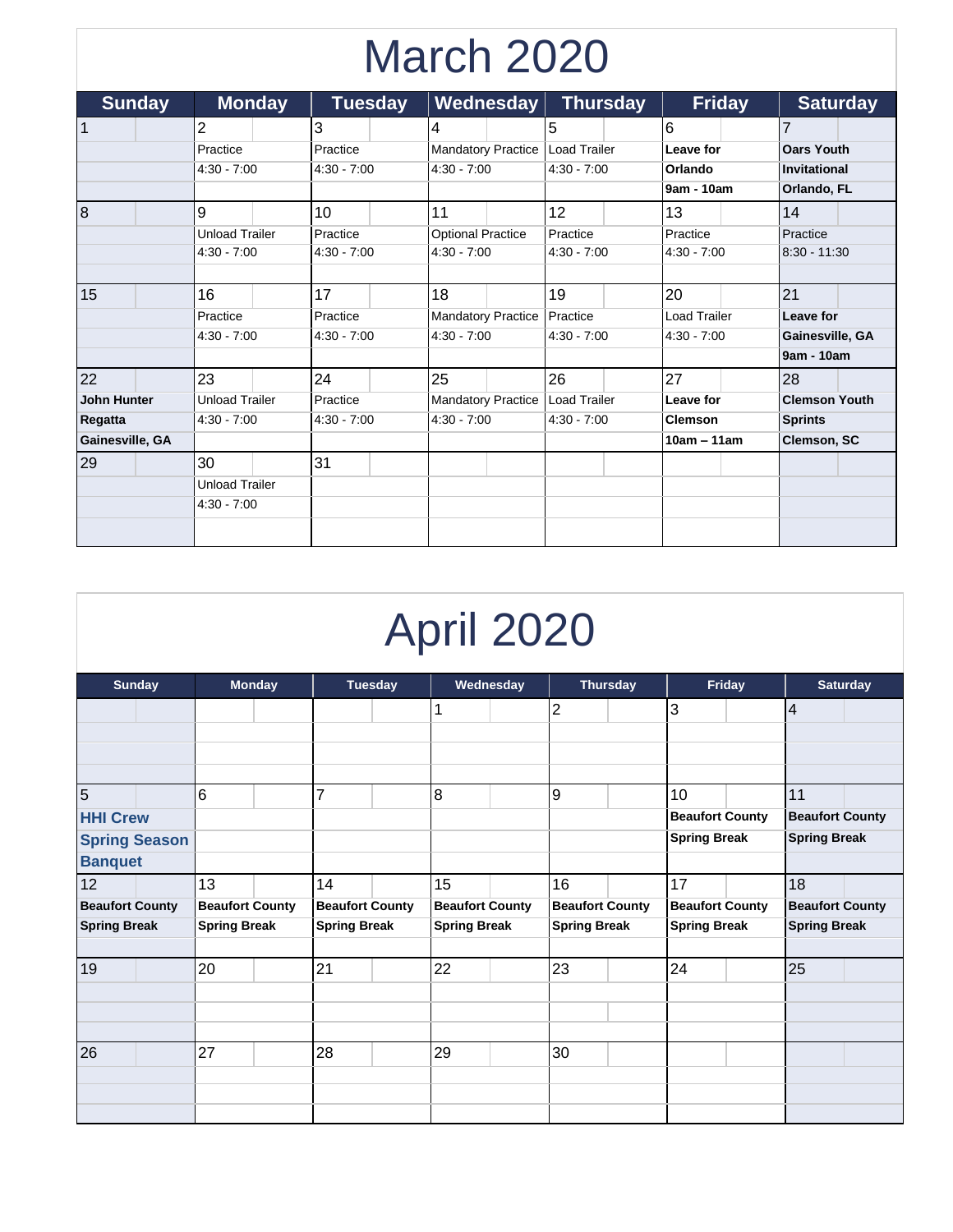# March 2020

| Sunday | Monday | Tuesday | Wednesday | Thursday | Friday | Saturday |
|---|---|---|---|---|---|---|
| 1 | 2<br>Practice<br>4:30 - 7:00 | 3<br>Practice<br>4:30 - 7:00 | 4<br>Mandatory Practice<br>4:30 - 7:00 | 5<br>Load Trailer<br>4:30 - 7:00 | 6<br>**Leave for**<br>**Orlando**<br>**9am - 10am** | 7<br>**Oars Youth**<br>**Invitational**<br>**Orlando, FL** |
| 8 | 9<br>Unload Trailer<br>4:30 - 7:00 | 10<br>Practice<br>4:30 - 7:00 | 11<br>Optional Practice<br>4:30 - 7:00 | 12<br>Practice<br>4:30 - 7:00 | 13<br>Practice<br>4:30 - 7:00 | 14<br>Practice<br>8:30 - 11:30 |
| 15 | 16<br>Practice<br>4:30 - 7:00 | 17<br>Practice<br>4:30 - 7:00 | 18<br>Mandatory Practice<br>4:30 - 7:00 | 19<br>Practice<br>4:30 - 7:00 | 20<br>Load Trailer<br>4:30 - 7:00 | 21<br>**Leave for**<br>**Gainesville, GA**<br>**9am - 10am** |
| 22<br>**John Hunter**<br>**Regatta**<br>**Gainesville, GA** | 23<br>Unload Trailer<br>4:30 - 7:00 | 24<br>Practice<br>4:30 - 7:00 | 25<br>Mandatory Practice<br>4:30 - 7:00 | 26<br>Load Trailer<br>4:30 - 7:00 | 27<br>**Leave for**<br>**Clemson**<br>**10am – 11am** | 28<br>**Clemson Youth**<br>**Sprints**<br>**Clemson, SC** |
| 29 | 30<br>Unload Trailer<br>4:30 - 7:00 | 31 | | | | |

# April 2020

| Sunday | Monday | Tuesday | Wednesday | Thursday | Friday | Saturday |
|---|---|---|---|---|---|---|
| | | | 1 | 2 | 3 | 4 |
| 5<br>**HHI Crew**<br>**Spring Season**<br>**Banquet** | 6 | 7 | 8 | 9 | 10<br>**Beaufort County**<br>**Spring Break** | 11<br>**Beaufort County**<br>**Spring Break** |
| 12<br>**Beaufort County**<br>**Spring Break** | 13<br>**Beaufort County**<br>**Spring Break** | 14<br>**Beaufort County**<br>**Spring Break** | 15<br>**Beaufort County**<br>**Spring Break** | 16<br>**Beaufort County**<br>**Spring Break** | 17<br>**Beaufort County**<br>**Spring Break** | 18<br>**Beaufort County**<br>**Spring Break** |
| 19 | 20 | 21 | 22 | 23 | 24 | 25 |
| 26 | 27 | 28 | 29 | 30 | | |